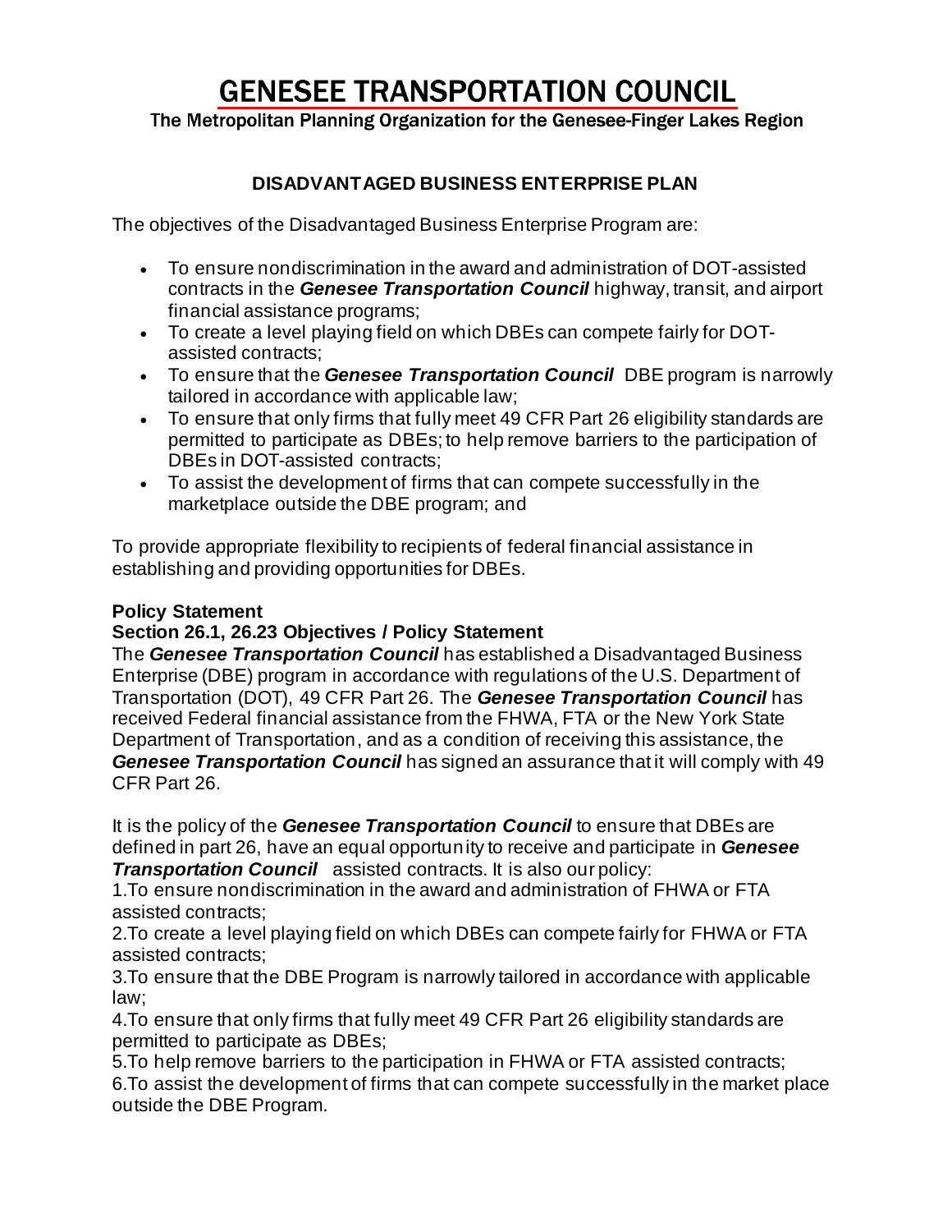# GENESEE TRANSPORTATION COUNCIL

The Metropolitan Planning Organization for the Genesee-Finger Lakes Region

## DISADVANTAGED BUSINESS ENTERPRISE PLAN

The objectives of the Disadvantaged Business Enterprise Program are:

- To ensure nondiscrimination in the award and administration of DOT-assisted contracts in the ***Genesee Transportation Council*** highway, transit, and airport financial assistance programs;
- To create a level playing field on which DBEs can compete fairly for DOT-assisted contracts;
- To ensure that the ***Genesee Transportation Council*** DBE program is narrowly tailored in accordance with applicable law;
- To ensure that only firms that fully meet 49 CFR Part 26 eligibility standards are permitted to participate as DBEs; to help remove barriers to the participation of DBEs in DOT-assisted contracts;
- To assist the development of firms that can compete successfully in the marketplace outside the DBE program; and

To provide appropriate flexibility to recipients of federal financial assistance in establishing and providing opportunities for DBEs.

**Policy Statement**

**Section 26.1, 26.23 Objectives / Policy Statement**

The ***Genesee Transportation Council*** has established a Disadvantaged Business Enterprise (DBE) program in accordance with regulations of the U.S. Department of Transportation (DOT), 49 CFR Part 26. The ***Genesee Transportation Council*** has received Federal financial assistance from the FHWA, FTA or the New York State Department of Transportation, and as a condition of receiving this assistance, the ***Genesee Transportation Council*** has signed an assurance that it will comply with 49 CFR Part 26.

It is the policy of the ***Genesee Transportation Council*** to ensure that DBEs are defined in part 26, have an equal opportunity to receive and participate in ***Genesee Transportation Council*** assisted contracts. It is also our policy:

1.To ensure nondiscrimination in the award and administration of FHWA or FTA assisted contracts;

2.To create a level playing field on which DBEs can compete fairly for FHWA or FTA assisted contracts;

3.To ensure that the DBE Program is narrowly tailored in accordance with applicable law;

4.To ensure that only firms that fully meet 49 CFR Part 26 eligibility standards are permitted to participate as DBEs;

5.To help remove barriers to the participation in FHWA or FTA assisted contracts;

6.To assist the development of firms that can compete successfully in the market place outside the DBE Program.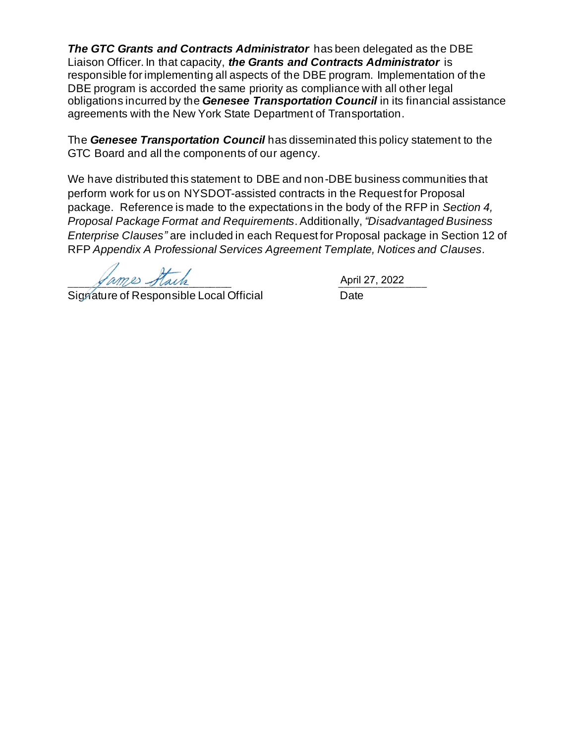***The GTC Grants and Contracts Administrator*** has been delegated as the DBE Liaison Officer. In that capacity, ***the Grants and Contracts Administrator*** is responsible for implementing all aspects of the DBE program. Implementation of the DBE program is accorded the same priority as compliance with all other legal obligations incurred by the ***Genesee Transportation Council*** in its financial assistance agreements with the New York State Department of Transportation.

The ***Genesee Transportation Council*** has disseminated this policy statement to the GTC Board and all the components of our agency.

We have distributed this statement to DBE and non-DBE business communities that perform work for us on NYSDOT-assisted contracts in the Request for Proposal package. Reference is made to the expectations in the body of the RFP in *Section 4, Proposal Package Format and Requirements*. Additionally, *"Disadvantaged Business Enterprise Clauses"* are included in each Request for Proposal package in Section 12 of RFP *Appendix A Professional Services Agreement Template, Notices and Clauses*.

James Stark — April 27, 2022

Signature of Responsible Local Official — Date